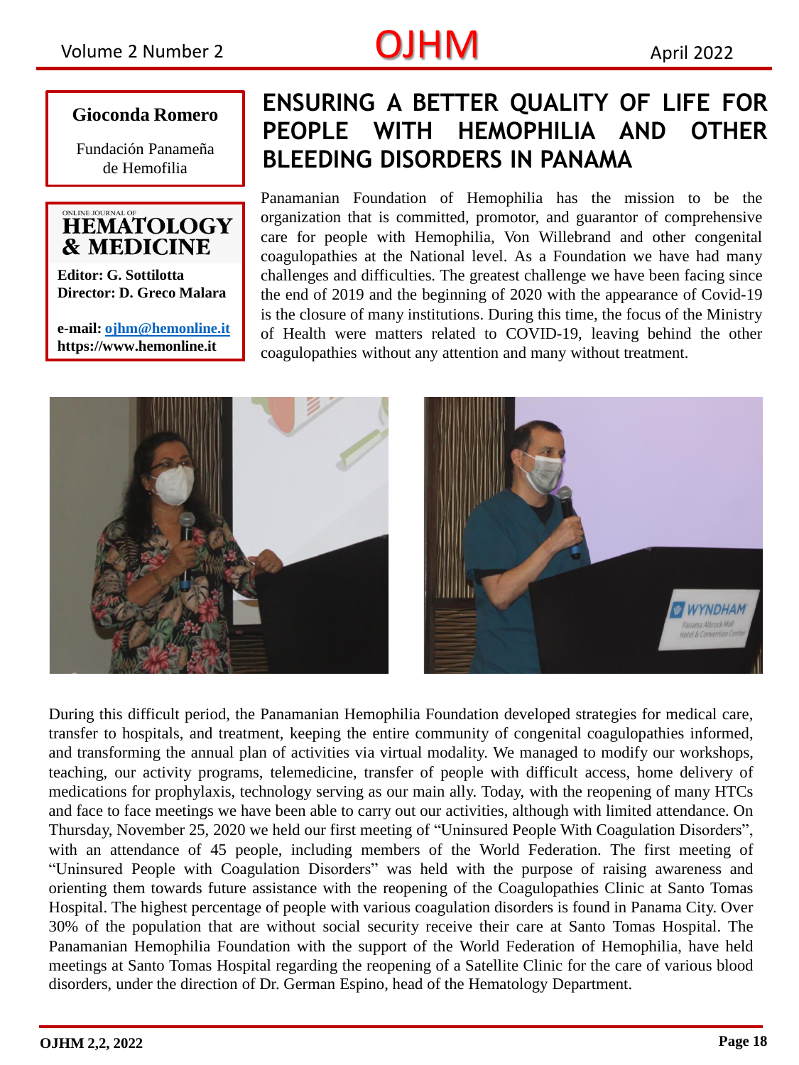**Gioconda Romero**

Fundación Panameña de Hemofilia

ONLINE JOURNAL OF
**HEMATOLOGY & MEDICINE**

**Editor: G. Sottilotta**
**Director: D. Greco Malara**

**e-mail: ojhm@hemonline.it**
**https://www.hemonline.it**

# ENSURING A BETTER QUALITY OF LIFE FOR PEOPLE WITH HEMOPHILIA AND OTHER BLEEDING DISORDERS IN PANAMA

Panamanian Foundation of Hemophilia has the mission to be the organization that is committed, promotor, and guarantor of comprehensive care for people with Hemophilia, Von Willebrand and other congenital coagulopathies at the National level. As a Foundation we have had many challenges and difficulties. The greatest challenge we have been facing since the end of 2019 and the beginning of 2020 with the appearance of Covid-19 is the closure of many institutions. During this time, the focus of the Ministry of Health were matters related to COVID-19, leaving behind the other coagulopathies without any attention and many without treatment.

During this difficult period, the Panamanian Hemophilia Foundation developed strategies for medical care, transfer to hospitals, and treatment, keeping the entire community of congenital coagulopathies informed, and transforming the annual plan of activities via virtual modality. We managed to modify our workshops, teaching, our activity programs, telemedicine, transfer of people with difficult access, home delivery of medications for prophylaxis, technology serving as our main ally. Today, with the reopening of many HTCs and face to face meetings we have been able to carry out our activities, although with limited attendance. On Thursday, November 25, 2020 we held our first meeting of "Uninsured People With Coagulation Disorders", with an attendance of 45 people, including members of the World Federation. The first meeting of "Uninsured People with Coagulation Disorders" was held with the purpose of raising awareness and orienting them towards future assistance with the reopening of the Coagulopathies Clinic at Santo Tomas Hospital. The highest percentage of people with various coagulation disorders is found in Panama City. Over 30% of the population that are without social security receive their care at Santo Tomas Hospital. The Panamanian Hemophilia Foundation with the support of the World Federation of Hemophilia, have held meetings at Santo Tomas Hospital regarding the reopening of a Satellite Clinic for the care of various blood disorders, under the direction of Dr. German Espino, head of the Hematology Department.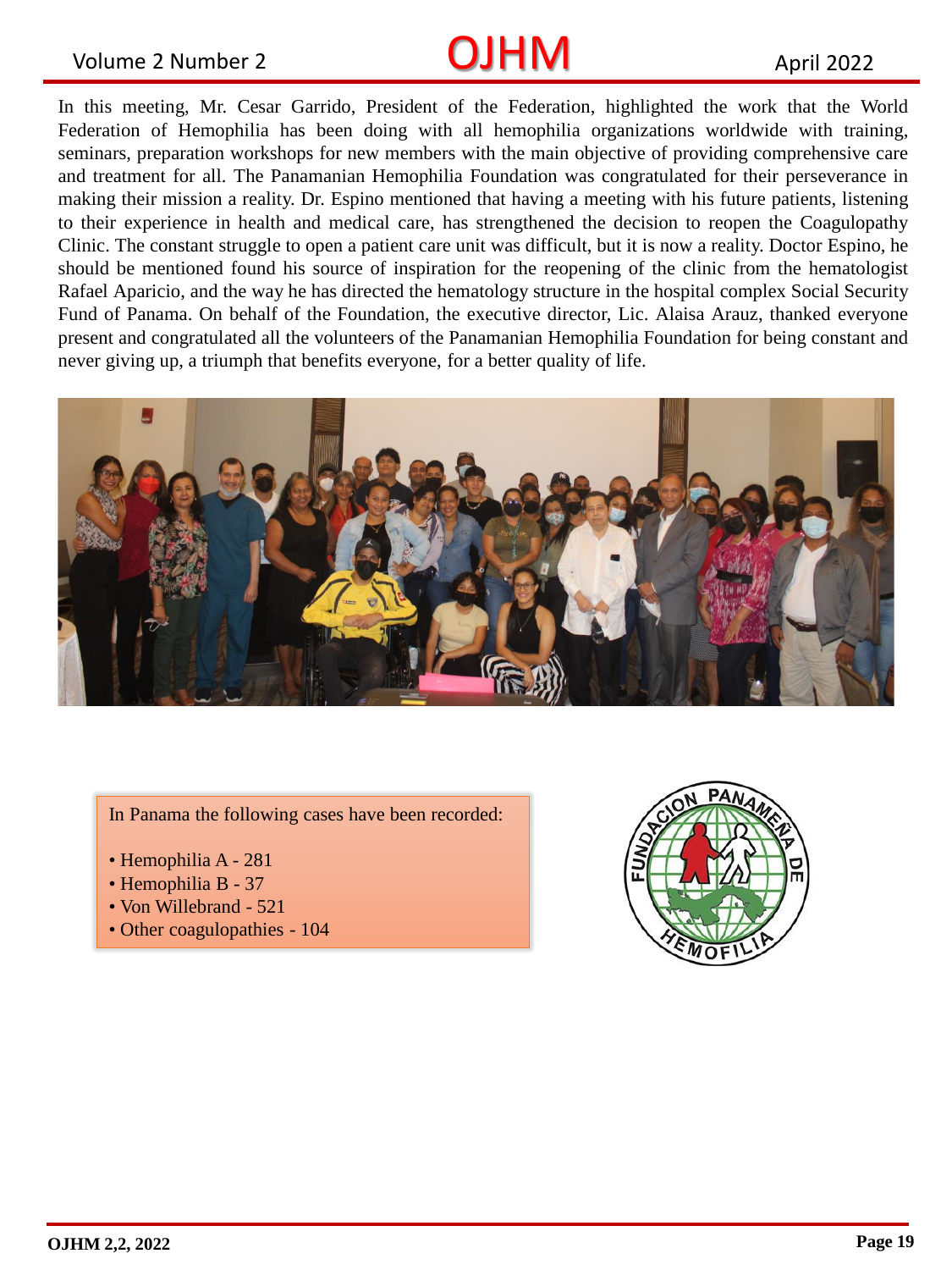In this meeting, Mr. Cesar Garrido, President of the Federation, highlighted the work that the World Federation of Hemophilia has been doing with all hemophilia organizations worldwide with training, seminars, preparation workshops for new members with the main objective of providing comprehensive care and treatment for all. The Panamanian Hemophilia Foundation was congratulated for their perseverance in making their mission a reality. Dr. Espino mentioned that having a meeting with his future patients, listening to their experience in health and medical care, has strengthened the decision to reopen the Coagulopathy Clinic. The constant struggle to open a patient care unit was difficult, but it is now a reality. Doctor Espino, he should be mentioned found his source of inspiration for the reopening of the clinic from the hematologist Rafael Aparicio, and the way he has directed the hematology structure in the hospital complex Social Security Fund of Panama. On behalf of the Foundation, the executive director, Lic. Alaisa Arauz, thanked everyone present and congratulated all the volunteers of the Panamanian Hemophilia Foundation for being constant and never giving up, a triumph that benefits everyone, for a better quality of life.

In Panama the following cases have been recorded:

- Hemophilia A - 281
- Hemophilia B - 37
- Von Willebrand - 521
- Other coagulopathies - 104